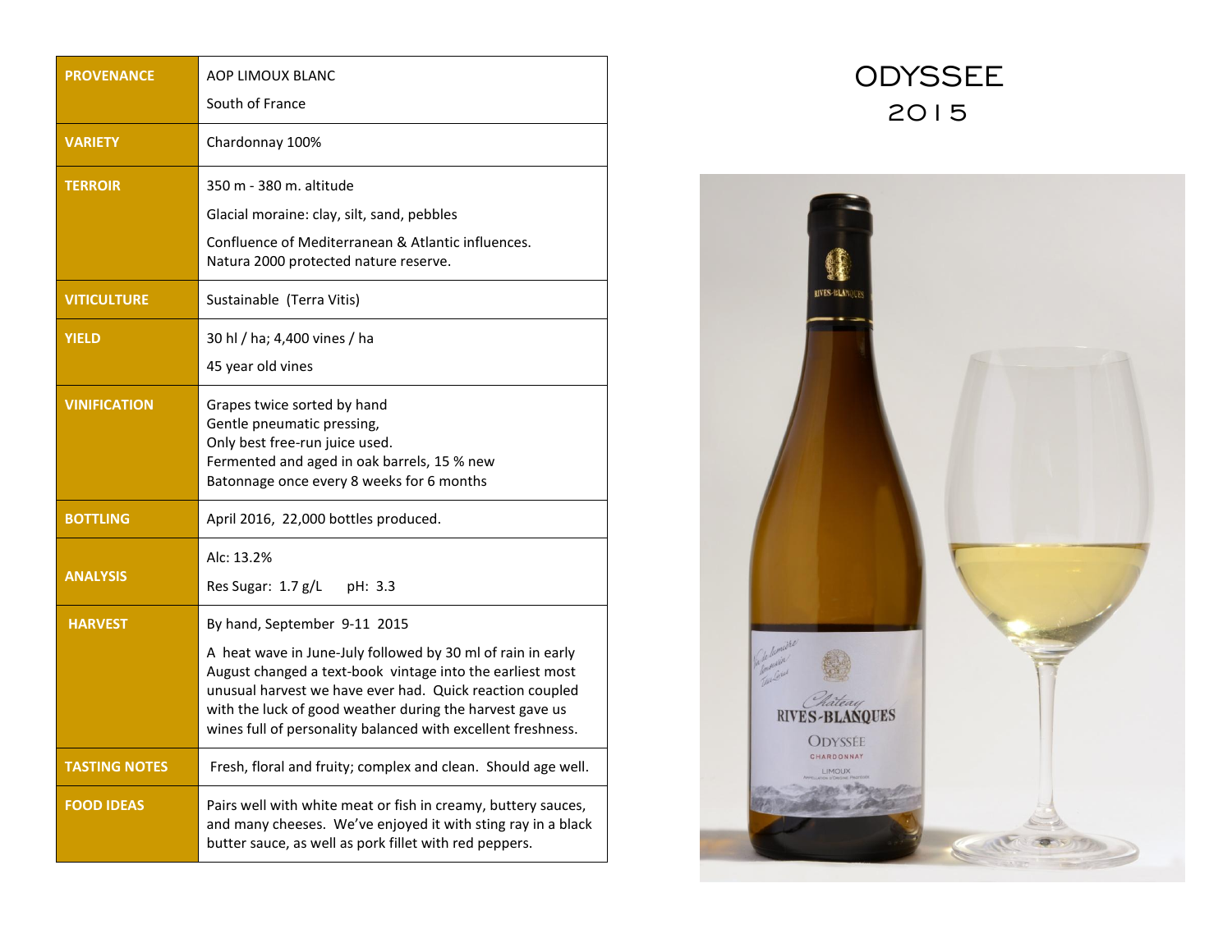# ODYSSEE
## 2015

| PROVENANCE | AOP LIMOUX BLANC<br>South of France |
|---|---|
| VARIETY | Chardonnay 100% |
| TERROIR | 350 m - 380 m. altitude<br>Glacial moraine: clay, silt, sand, pebbles<br>Confluence of Mediterranean & Atlantic influences.<br>Natura 2000 protected nature reserve. |
| VITICULTURE | Sustainable (Terra Vitis) |
| YIELD | 30 hl / ha; 4,400 vines / ha<br>45 year old vines |
| VINIFICATION | Grapes twice sorted by hand<br>Gentle pneumatic pressing,<br>Only best free-run juice used.<br>Fermented and aged in oak barrels, 15 % new<br>Batonnage once every 8 weeks for 6 months |
| BOTTLING | April 2016, 22,000 bottles produced. |
| ANALYSIS | Alc: 13.2%<br>Res Sugar: 1.7 g/L pH: 3.3 |
| HARVEST | By hand, September 9-11 2015<br>A heat wave in June-July followed by 30 ml of rain in early August changed a text-book vintage into the earliest most unusual harvest we have ever had. Quick reaction coupled with the luck of good weather during the harvest gave us wines full of personality balanced with excellent freshness. |
| TASTING NOTES | Fresh, floral and fruity; complex and clean. Should age well. |
| FOOD IDEAS | Pairs well with white meat or fish in creamy, buttery sauces, and many cheeses. We've enjoyed it with sting ray in a black butter sauce, as well as pork fillet with red peppers. |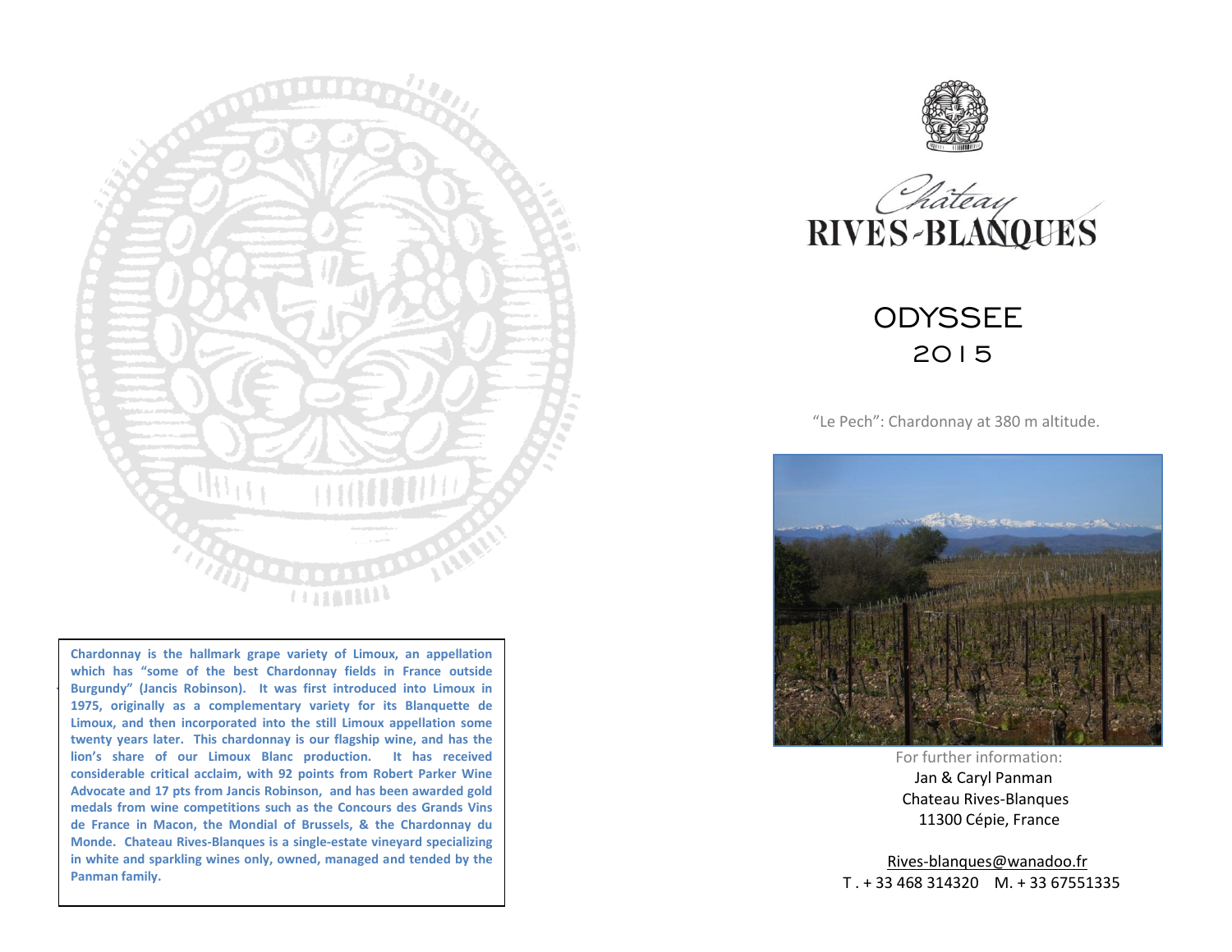Chardonnay is the hallmark grape variety of Limoux, an appellation which has "some of the best Chardonnay fields in France outside Burgundy" (Jancis Robinson). It was first introduced into Limoux in 1975, originally as a complementary variety for its Blanquette de Limoux, and then incorporated into the still Limoux appellation some twenty years later. This chardonnay is our flagship wine, and has the lion's share of our Limoux Blanc production. It has received considerable critical acclaim, with 92 points from Robert Parker Wine Advocate and 17 pts from Jancis Robinson, and has been awarded gold medals from wine competitions such as the Concours des Grands Vins de France in Macon, the Mondial of Brussels, & the Chardonnay du Monde. Chateau Rives-Blanques is a single-estate vineyard specializing in white and sparkling wines only, owned, managed and tended by the Panman family.

Château
RIVES-BLANQUES

# ODYSSEE
## 2015

"Le Pech": Chardonnay at 380 m altitude.

For further information:
Jan & Caryl Panman
Chateau Rives-Blanques
11300 Cépie, France

Rives-blanques@wanadoo.fr
T . + 33 468 314320 M. + 33 67551335